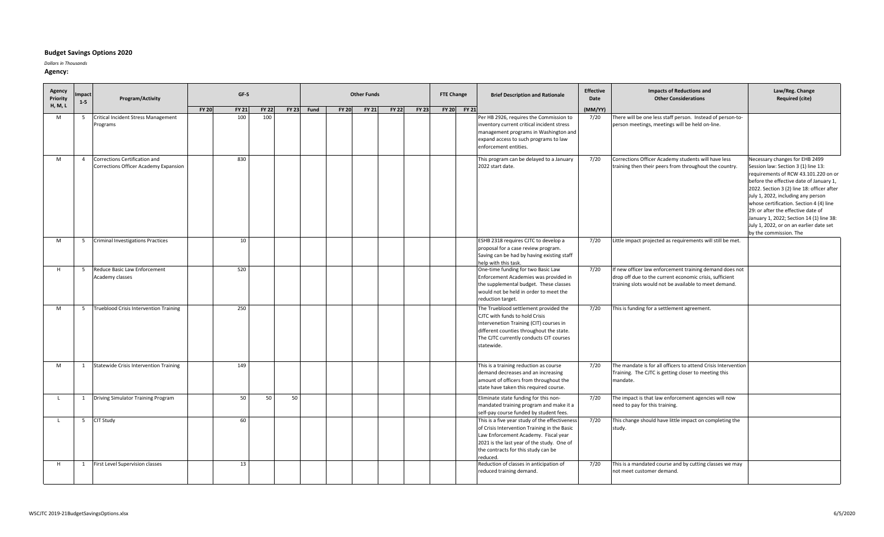# Budget Savings Options 2020

*Dollars in Thousands*

**Agency:**

| Agency Priority H, M, L | Impact 1-5 | Program/Activity | GF-S | | | | Other Funds | | | | | FTE Change | | Brief Description and Rationale | Effective Date | Impacts of Reductions and Other Considerations | Law/Reg. Change Required (cite) |
|---|---|---|---|---|---|---|---|---|---|---|---|---|---|---|---|---|---|
| | | | FY 20 | FY 21 | FY 22 | FY 23 | Fund | FY 20 | FY 21 | FY 22 | FY 23 | FY 20 | FY 21 | | (MM/YY) | | |
| M | 5 | Critical Incident Stress Management Programs | | 100 | 100 | | | | | | | | | Per HB 2926, requires the Commission to inventory current critical incident stress management programs in Washington and expand access to such programs to law enforcement entities. | 7/20 | There will be one less staff person. Instead of person-to-person meetings, meetings will be held on-line. | |
| M | 4 | Corrections Certification and Corrections Officer Academy Expansion | | 830 | | | | | | | | | | This program can be delayed to a January 2022 start date. | 7/20 | Corrections Officer Academy students will have less training then their peers from throughout the country. | Necessary changes for EHB 2499 Session law: Section 3 (1) line 13: requirements of RCW 43.101.220 on or before the effective date of January 1, 2022. Section 3 (2) line 18: officer after July 1, 2022, including any person whose certification. Section 4 (4) line 29: or after the effective date of January 1, 2022; Section 14 (1) line 38: July 1, 2022, or on an earlier date set by the commission. The |
| M | 5 | Criminal Investigations Practices | | 10 | | | | | | | | | | ESHB 2318 requires CJTC to develop a proposal for a case review program. Saving can be had by having existing staff help with this task. | 7/20 | Little impact projected as requirements will still be met. | |
| H | 5 | Reduce Basic Law Enforcement Academy classes | | 520 | | | | | | | | | | One-time funding for two Basic Law Enforcement Academies was provided in the supplemental budget. These classes would not be held in order to meet the reduction target. | 7/20 | If new officer law enforcement training demand does not drop off due to the current economic crisis, sufficient training slots would not be available to meet demand. | |
| M | 5 | Trueblood Crisis Intervention Training | | 250 | | | | | | | | | | The Trueblood settlement provided the CJTC with funds to hold Crisis Intervenetion Training (CIT) courses in different counties throughout the state. The CJTC currently conducts CIT courses statewide. | 7/20 | This is funding for a settlement agreement. | |
| M | 1 | Statewide Crisis Intervention Training | | 149 | | | | | | | | | | This is a training reduction as course demand decreases and an increasing amount of officers from throughout the state have taken this required course. | 7/20 | The mandate is for all officers to attend Crisis Intervention Training. The CJTC is getting closer to meeting this mandate. | |
| L | 1 | Driving Simulator Training Program | | 50 | 50 | 50 | | | | | | | | Eliminate state funding for this non-mandated training program and make it a self-pay course funded by student fees. | 7/20 | The impact is that law enforcement agencies will now need to pay for this training. | |
| L | 5 | CIT Study | | 60 | | | | | | | | | | This is a five year study of the effectiveness of Crisis Intervention Training in the Basic Law Enforcement Academy. Fiscal year 2021 is the last year of the study. One of the contracts for this study can be reduced. | 7/20 | This change should have little impact on completing the study. | |
| H | 1 | First Level Supervision classes | | 13 | | | | | | | | | | Reduction of classes in anticipation of reduced training demand. | 7/20 | This is a mandated course and by cutting classes we may not meet customer demand. | |

WSCJTC 2019-21BudgetSavingsOptions.xlsx 6/5/2020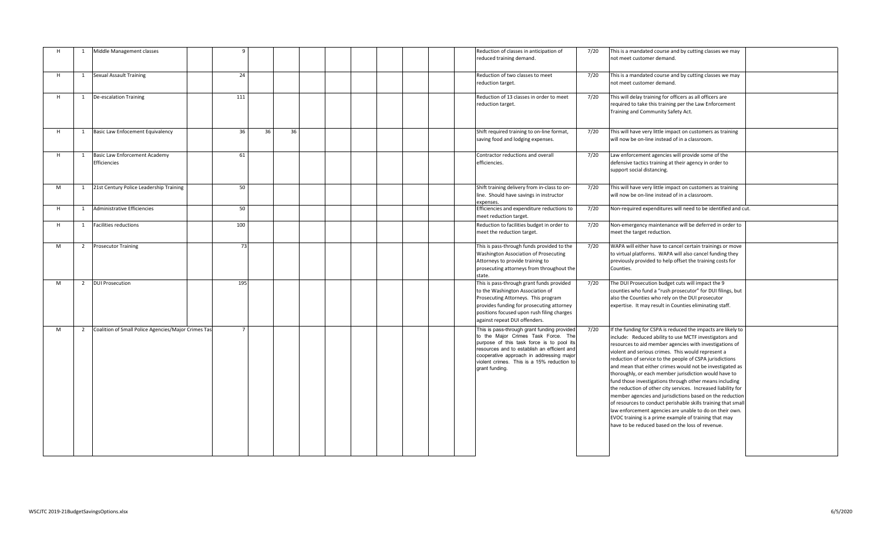| | | | | | | | | | | | | | | | | | |
|---|---|---|---|---|---|---|---|---|---|---|---|---|---|---|---|---|---|
| H | 1 | Middle Management classes | | 9 | | | | | | | | | | Reduction of classes in anticipation of reduced training demand. | 7/20 | This is a mandated course and by cutting classes we may not meet customer demand. | |
| H | 1 | Sexual Assault Training | | 24 | | | | | | | | | | Reduction of two classes to meet reduction target. | 7/20 | This is a mandated course and by cutting classes we may not meet customer demand. | |
| H | 1 | De-escalation Training | | 111 | | | | | | | | | | Reduction of 13 classes in order to meet reduction target. | 7/20 | This will delay training for officers as all officers are required to take this training per the Law Enforcement Training and Community Safety Act. | |
| H | 1 | Basic Law Enfocement Equivalency | | 36 | 36 | 36 | | | | | | | | Shift required training to on-line format, saving food and lodging expenses. | 7/20 | This will have very little impact on customers as training will now be on-line instead of in a classroom. | |
| H | 1 | Basic Law Enforcement Academy Efficiencies | | 61 | | | | | | | | | | Contractor reductions and overall efficiencies. | 7/20 | Law enforcement agencies will provide some of the defensive tactics training at their agency in order to support social distancing. | |
| M | 1 | 21st Century Police Leadership Training | | 50 | | | | | | | | | | Shift training delivery from in-class to on-line. Should have savings in instructor expenses. | 7/20 | This will have very little impact on customers as training will now be on-line instead of in a classroom. | |
| H | 1 | Administrative Efficiencies | | 50 | | | | | | | | | | Efficiencies and expenditure reductions to meet reduction target. | 7/20 | Non-required expenditures will need to be identified and cut. | |
| H | 1 | Facilities reductions | | 100 | | | | | | | | | | Reduction to facilities budget in order to meet the reduction target. | 7/20 | Non-emergency maintenance will be deferred in order to meet the target reduction. | |
| M | 2 | Prosecutor Training | | 73 | | | | | | | | | | This is pass-through funds provided to the Washington Association of Prosecuting Attorneys to provide training to prosecuting attorneys from throughout the state. | 7/20 | WAPA will either have to cancel certain trainings or move to virtual platforms. WAPA will also cancel funding they previously provided to help offset the training costs for Counties. | |
| M | 2 | DUI Prosecution | | 195 | | | | | | | | | | This is pass-through funding provided to the Washington Association of Prosecuting Attorneys. This program provides funding for prosecuting attorney positions focused upon rush filing charges against repeat DUI offenders. | 7/20 | The DUI Prosecution budget cuts will impact the 9 counties who fund a "rush prosecutor" for DUI filings, but also the Counties who rely on the DUI prosecutor expertise. It may result in Counties eliminating staff. | |
| M | 2 | Coalition of Small Police Agencies/Major Crimes Tas | | 7 | | | | | | | | | | This is pass-through grant funding provided to the Major Crimes Task Force. The purpose of this task force is to pool its resources and to establish an efficient and cooperative approach in addressing major violent crimes. This is a 15% reduction to grant funding. | 7/20 | If the funding for CSPA is reduced the impacts are likely to include: Reduced ability to use MCTF investigators and resources to aid member agencies with investigations of violent and serious crimes. This would represent a reduction of service to the people of CSPA jurisdictions and mean that either crimes would not be investigated as thoroughly, or each member jurisdiction would have to fund those investigations through other means including the reduction of other city services. Increased liability for member agencies and jurisdictions based on the reduction of resources to conduct perishable skills training that small law enforcement agencies are unable to do on their own. EVOC training is a prime example of training that may have to be reduced based on the loss of revenue. | |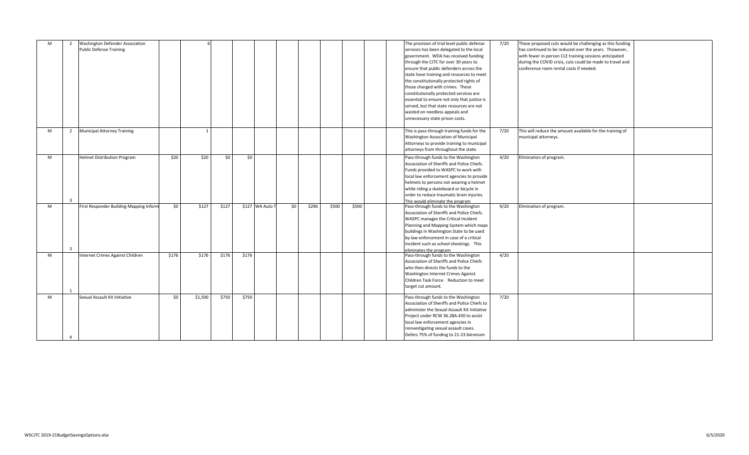| | | | | | | | | | | | | | | | | | |
|---|---|---|---|---|---|---|---|---|---|---|---|---|---|---|---|---|---|
| M | 2 | Washington Defender Association Public Defense Training | | 6 | | | | | | | | | | The provision of trial level public defense services has been delegated to the local government. WDA has received funding through the CJTC for over 30 years to ensure that public defenders across the state have training and resources to meet the constitutionally protected rights of those charged with crimes. These constitutionally protected services are essential to ensure not only that justice is served, but that state resources are not wasted on needless appeals and unnecessary state prison costs. | 7/20 | These proposed cuts would be challenging as this funding has continued to be reduced over the years. However, with fewer in-person CLE training sessions anticipated during the COVID crisis, cuts could be made to travel and conference room rental costs if needed. | |
| M | 2 | Municipal Attorney Training | | 1 | | | | | | | | | | This is pass-through training funds for the Washington Association of Municipal Attorneys to provide training to municipal attorneys from throughout the state. | 7/20 | This will reduce the amount available for the training of municipal attorneys. | |
| M | 3 | Helmet Distribution Program | $20 | $20 | $0 | $0 | | | | | | | | Pass-through funds to the Washington Association of Sheriffs and Police Chiefs. Funds provided to WASPC to work with local law enforcement agencies to provide helmets to persons not wearing a helmet while riding a skateboard or bicycle in order to reduce traumatic brain injuries. This would eliminate the program | 4/20 | Elimination of program. | |
| M | 3 | First Responder Building Mapping Inform | $0 | $127 | $127 | $127 | WA Auto T | $0 | $296 | $500 | $500 | | | Pass-through funds to the Washington Association of Sheriffs and Police Chiefs. WASPC manages the Critical Incident Planning and Mapping System which maps buildings in Washington State to be used by law enforcement in case of a critical incident such as school shootings. This eliminates the program | 9/20 | Elimination of program. | |
| M | 1 | Internet Crimes Against Children | $176 | $176 | $176 | $176 | | | | | | | | Pass-through funds to the Washington Association of Sheriffs and Police Chiefs who then directs the funds to the Washington Internet Crimes Against Children Task Force. Reduction to meet target cut amount. | 4/20 | | |
| M | 4 | Sexual Assault Kit Initiative | $0 | $1,500 | $750 | $750 | | | | | | | | Pass-through funds to the Washington Association of Sheriffs and Police Chiefs to administer the Sexual Assault Kit Initiative Project under RCW 36.28A.430 to assist local law enforcement agencies in reinvestigating sexual assault cases. Defers 75% of funding to 21-23 biennium | 7/20 | | |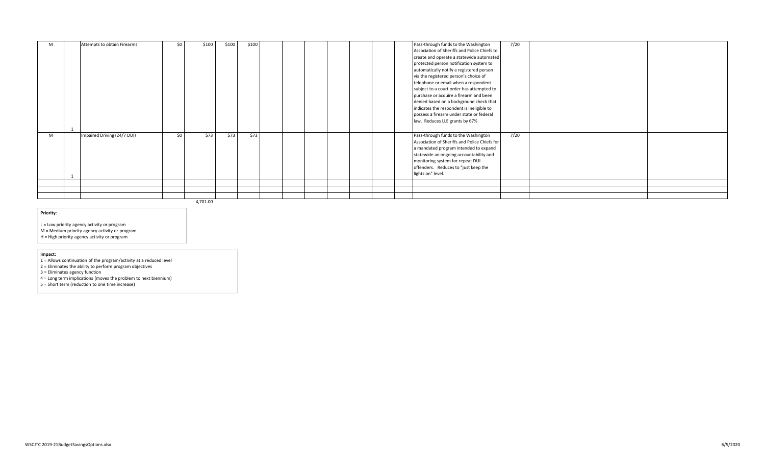| | | | | | | | | | | | | | | | | |
|---|---|---|---|---|---|---|---|---|---|---|---|---|---|---|---|---|
| M | 1 | Attempts to obtain Firearms | $0 | $100 | $100 | $100 | | | | | | | Pass-through funds to the Washington Association of Sheriffs and Police Chiefs to create and operate a statewide automated protected person notification system to automatically notify a registered person via the registered person's choice of telephone or email when a respondent subject to a court order has attempted to purchase or acquire a firearm and been denied based on a background check that indicates the respondent is ineligible to possess a firearm under state or federal law. Reduces LLE grants by 67% | 7/20 | | |
| M | 1 | Impaired Driving (24/7 DUI) | $0 | $73 | $73 | $73 | | | | | | | Pass-through funds to the Washington Association of Sheriffs and Police Chiefs for a mandated program intended to expand statewide an ongoing accountability and monitoring system for repeat DUI offenders. Reduces to "just keep the lights on" level. | 7/20 | | |
| | | | | | | | | | | | | | | | | |
| | | | | | | | | | | | | | | | | |
| | | | | | | | | | | | | | | | | |
| | | | | 4,701.00 | | | | | | | | | | | | |

**Priority**:

L = Low priority agency activity or program
M = Medium priority agency activity or program
H = High priority agency activity or program

**Impact:**

1 = Allows continuation of the program/activity at a reduced level
2 = Eliminates the ability to perform program objectives
3 = Eliminates agency function
4 = Long term implications (moves the problem to next biennium)
5 = Short term (reduction to one time increase)